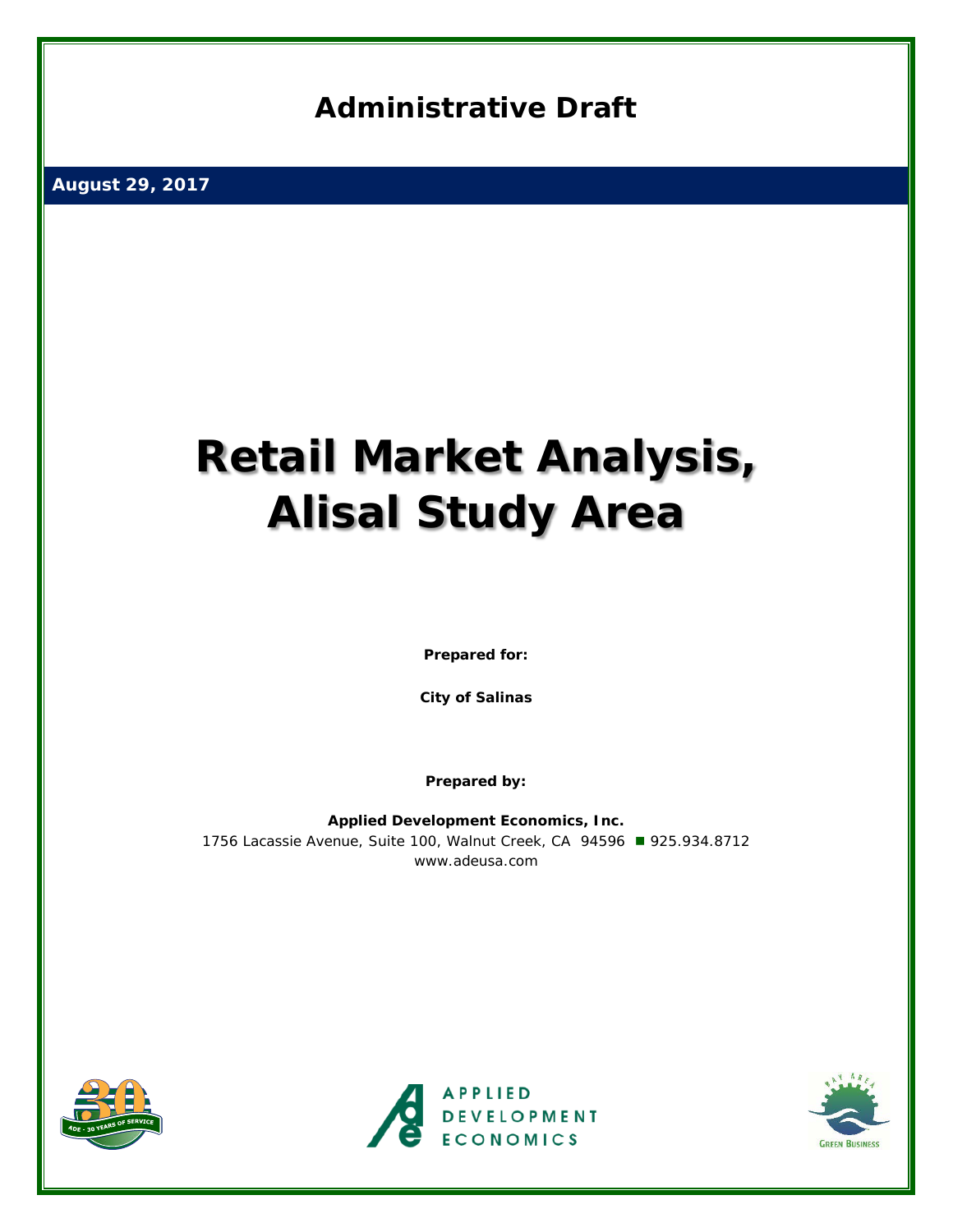**Administrative Draft**

**August 29, 2017**

# Retail Market Analysis, Alisal Study Area

**Prepared for:**

**City of Salinas**

**Prepared by:**

**Applied Development Economics, Inc.**

1756 Lacassie Avenue, Suite 100, Walnut Creek, CA 94596 ■ 925.934.8712

www.adeusa.com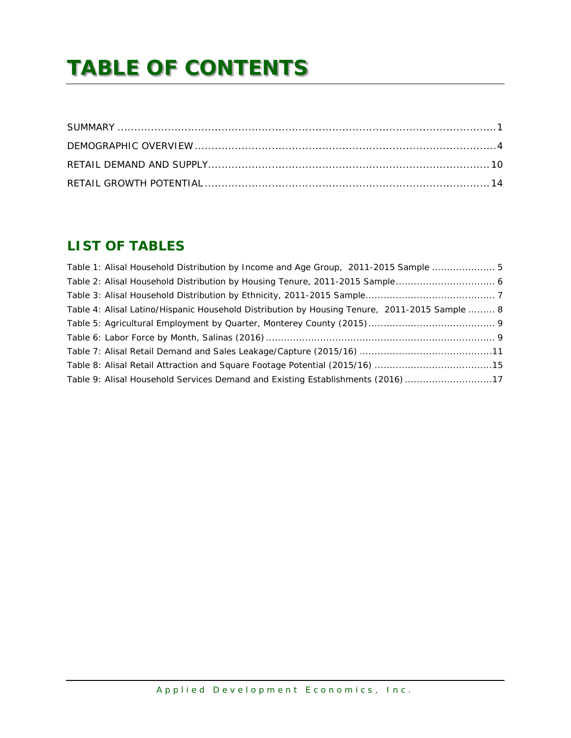# TABLE OF CONTENTS

SUMMARY .......... 1

DEMOGRAPHIC OVERVIEW .......... 4

RETAIL DEMAND AND SUPPLY .......... 10

RETAIL GROWTH POTENTIAL .......... 14

## LIST OF TABLES

Table 1: Alisal Household Distribution by Income and Age Group, 2011-2015 Sample .......... 5

Table 2: Alisal Household Distribution by Housing Tenure, 2011-2015 Sample .......... 6

Table 3: Alisal Household Distribution by Ethnicity, 2011-2015 Sample .......... 7

Table 4: Alisal Latino/Hispanic Household Distribution by Housing Tenure, 2011-2015 Sample .......... 8

Table 5: Agricultural Employment by Quarter, Monterey County (2015) .......... 9

Table 6: Labor Force by Month, Salinas (2016) .......... 9

Table 7: Alisal Retail Demand and Sales Leakage/Capture (2015/16) .......... 11

Table 8: Alisal Retail Attraction and Square Footage Potential (2015/16) .......... 15

Table 9: Alisal Household Services Demand and Existing Establishments (2016) .......... 17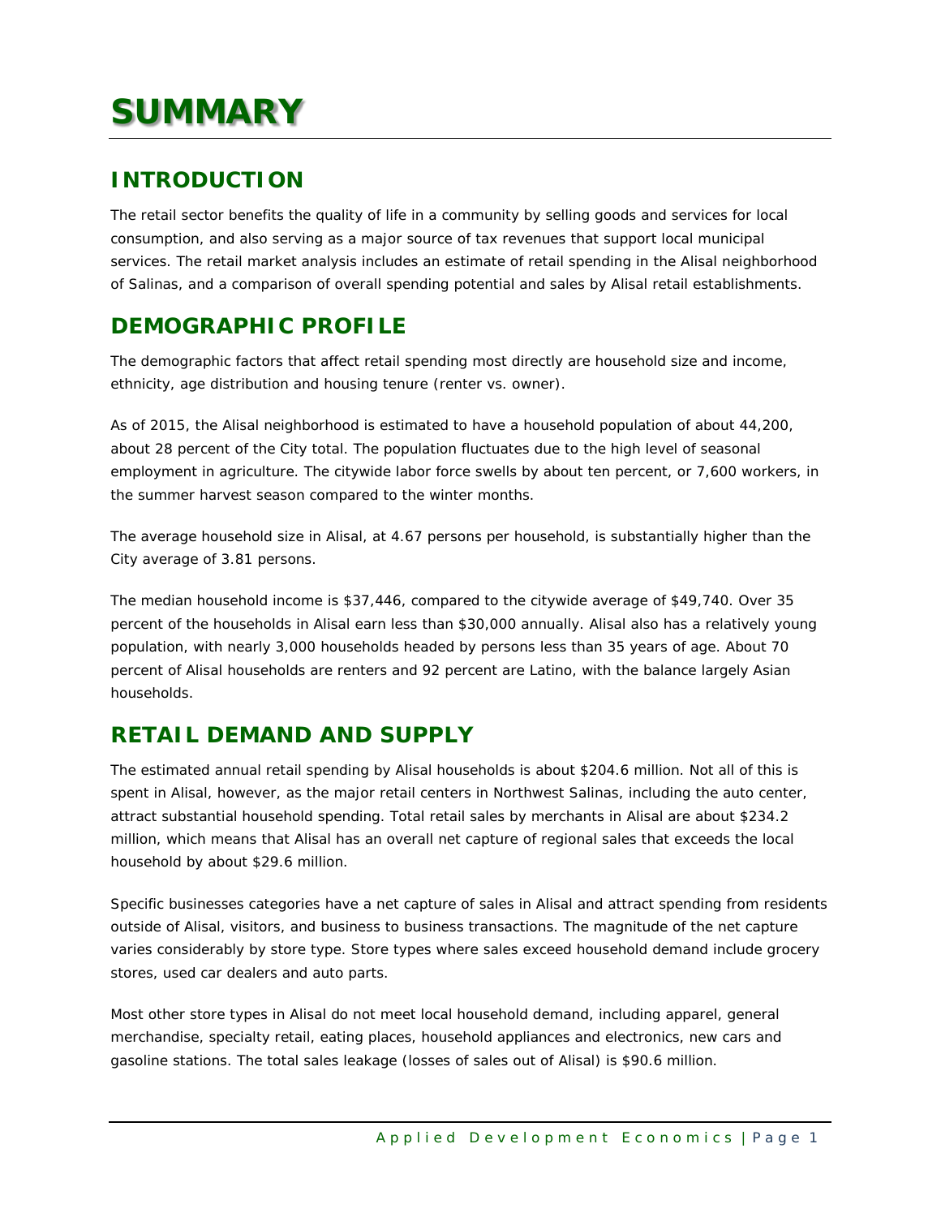# SUMMARY

## INTRODUCTION

The retail sector benefits the quality of life in a community by selling goods and services for local consumption, and also serving as a major source of tax revenues that support local municipal services. The retail market analysis includes an estimate of retail spending in the Alisal neighborhood of Salinas, and a comparison of overall spending potential and sales by Alisal retail establishments.

## DEMOGRAPHIC PROFILE

The demographic factors that affect retail spending most directly are household size and income, ethnicity, age distribution and housing tenure (renter vs. owner).

As of 2015, the Alisal neighborhood is estimated to have a household population of about 44,200, about 28 percent of the City total. The population fluctuates due to the high level of seasonal employment in agriculture. The citywide labor force swells by about ten percent, or 7,600 workers, in the summer harvest season compared to the winter months.

The average household size in Alisal, at 4.67 persons per household, is substantially higher than the City average of 3.81 persons.

The median household income is $37,446, compared to the citywide average of $49,740. Over 35 percent of the households in Alisal earn less than $30,000 annually. Alisal also has a relatively young population, with nearly 3,000 households headed by persons less than 35 years of age. About 70 percent of Alisal households are renters and 92 percent are Latino, with the balance largely Asian households.

## RETAIL DEMAND AND SUPPLY

The estimated annual retail spending by Alisal households is about $204.6 million. Not all of this is spent in Alisal, however, as the major retail centers in Northwest Salinas, including the auto center, attract substantial household spending. Total retail sales by merchants in Alisal are about $234.2 million, which means that Alisal has an overall net capture of regional sales that exceeds the local household by about $29.6 million.

Specific businesses categories have a net capture of sales in Alisal and attract spending from residents outside of Alisal, visitors, and business to business transactions. The magnitude of the net capture varies considerably by store type. Store types where sales exceed household demand include grocery stores, used car dealers and auto parts.

Most other store types in Alisal do not meet local household demand, including apparel, general merchandise, specialty retail, eating places, household appliances and electronics, new cars and gasoline stations. The total sales leakage (losses of sales out of Alisal) is $90.6 million.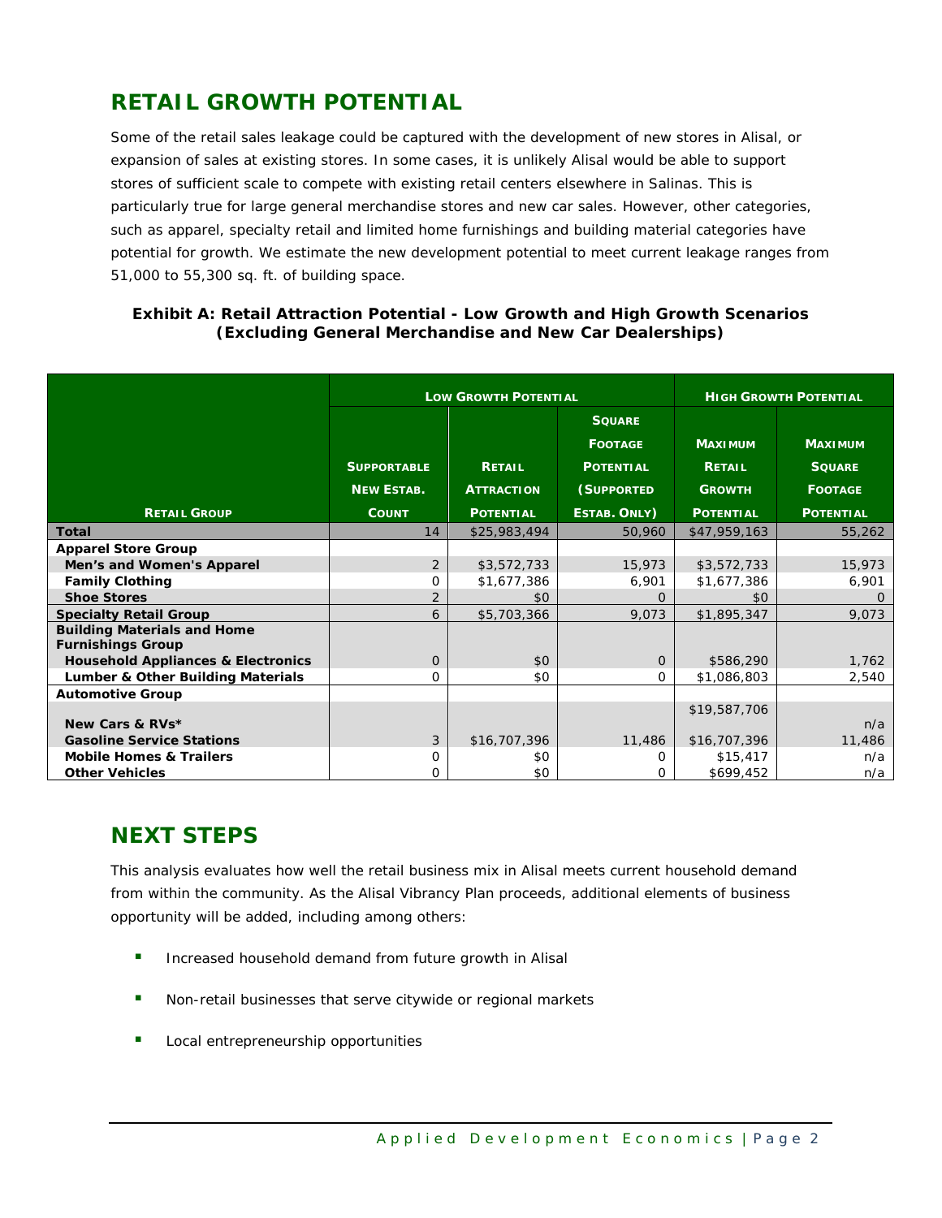## RETAIL GROWTH POTENTIAL

Some of the retail sales leakage could be captured with the development of new stores in Alisal, or expansion of sales at existing stores. In some cases, it is unlikely Alisal would be able to support stores of sufficient scale to compete with existing retail centers elsewhere in Salinas. This is particularly true for large general merchandise stores and new car sales. However, other categories, such as apparel, specialty retail and limited home furnishings and building material categories have potential for growth. We estimate the new development potential to meet current leakage ranges from 51,000 to 55,300 sq. ft. of building space.

**Exhibit A: Retail Attraction Potential - Low Growth and High Growth Scenarios (Excluding General Merchandise and New Car Dealerships)**

| | Low Growth Potential | | | High Growth Potential | |
|---|---|---|---|---|---|
| **Retail Group** | **Supportable New Estab. Count** | **Retail Attraction Potential** | **Square Footage Potential (Supported Estab. Only)** | **Maximum Retail Growth Potential** | **Maximum Square Footage Potential** |
| **Total** | 14 | $25,983,494 | 50,960 | $47,959,163 | 55,262 |
| **Apparel Store Group** | | | | | |
| **Men's and Women's Apparel** | 2 | $3,572,733 | 15,973 | $3,572,733 | 15,973 |
| **Family Clothing** | 0 | $1,677,386 | 6,901 | $1,677,386 | 6,901 |
| **Shoe Stores** | 2 | $0 | 0 | $0 | 0 |
| **Specialty Retail Group** | 6 | $5,703,366 | 9,073 | $1,895,347 | 9,073 |
| **Building Materials and Home Furnishings Group** | | | | | |
| **Household Appliances & Electronics** | 0 | $0 | 0 | $586,290 | 1,762 |
| **Lumber & Other Building Materials** | 0 | $0 | 0 | $1,086,803 | 2,540 |
| **Automotive Group** | | | | | |
| **New Cars & RVs*** | | | | $19,587,706 | n/a |
| **Gasoline Service Stations** | 3 | $16,707,396 | 11,486 | $16,707,396 | 11,486 |
| **Mobile Homes & Trailers** | 0 | $0 | 0 | $15,417 | n/a |
| **Other Vehicles** | 0 | $0 | 0 | $699,452 | n/a |

## NEXT STEPS

This analysis evaluates how well the retail business mix in Alisal meets current household demand from within the community. As the Alisal Vibrancy Plan proceeds, additional elements of business opportunity will be added, including among others:

- Increased household demand from future growth in Alisal
- Non-retail businesses that serve citywide or regional markets
- Local entrepreneurship opportunities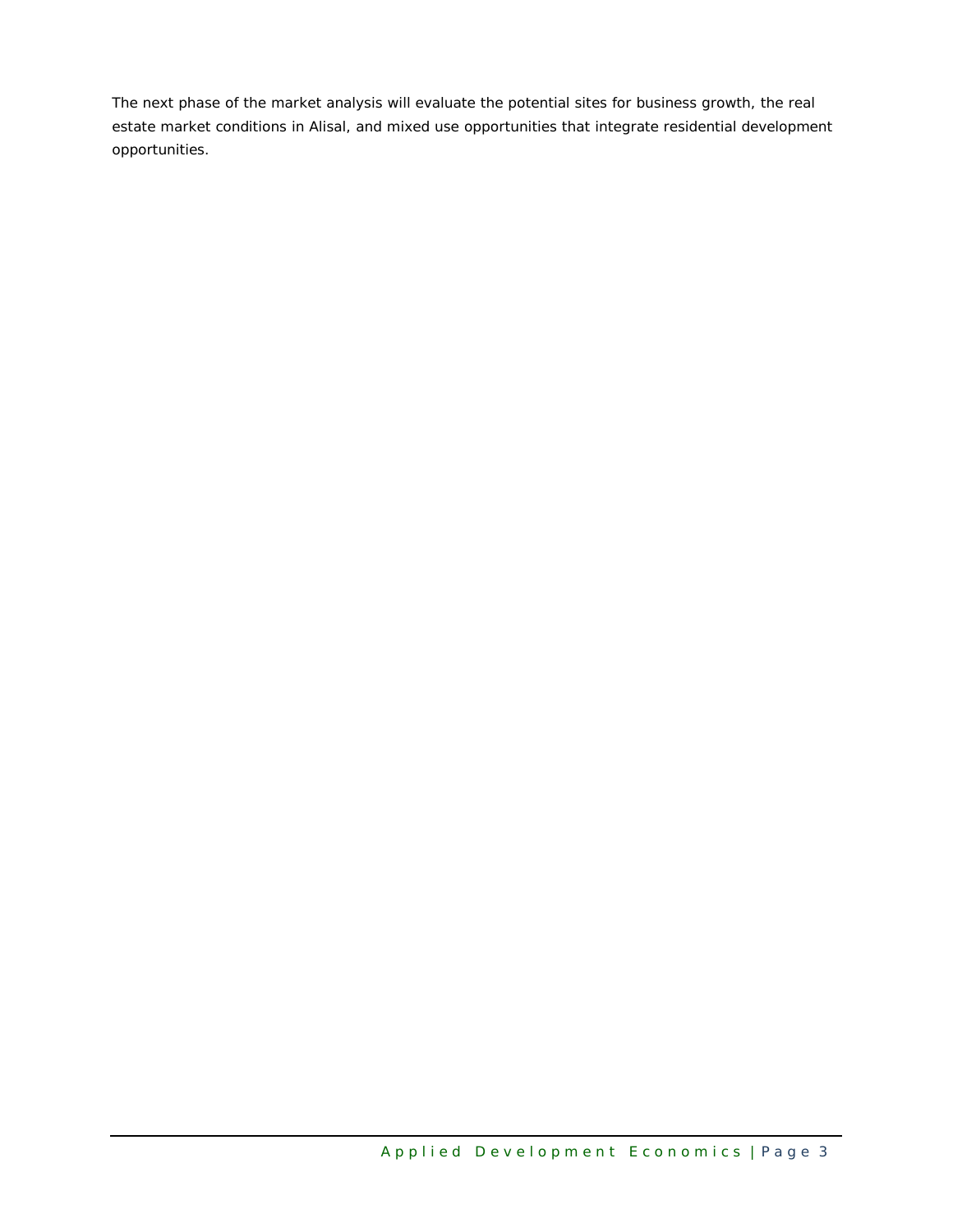The next phase of the market analysis will evaluate the potential sites for business growth, the real estate market conditions in Alisal, and mixed use opportunities that integrate residential development opportunities.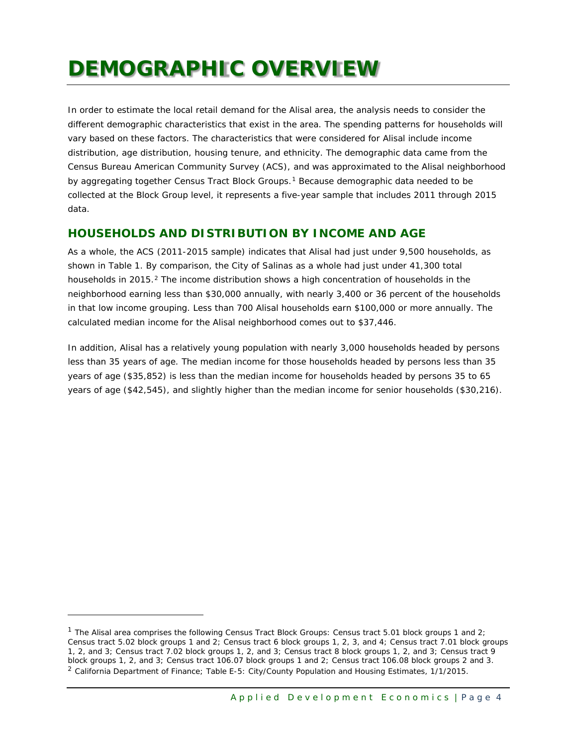# DEMOGRAPHIC OVERVIEW

In order to estimate the local retail demand for the Alisal area, the analysis needs to consider the different demographic characteristics that exist in the area. The spending patterns for households will vary based on these factors. The characteristics that were considered for Alisal include income distribution, age distribution, housing tenure, and ethnicity. The demographic data came from the Census Bureau American Community Survey (ACS), and was approximated to the Alisal neighborhood by aggregating together Census Tract Block Groups.[1] Because demographic data needed to be collected at the Block Group level, it represents a five-year sample that includes 2011 through 2015 data.

## HOUSEHOLDS AND DISTRIBUTION BY INCOME AND AGE

As a whole, the ACS (2011-2015 sample) indicates that Alisal had just under 9,500 households, as shown in Table 1. By comparison, the City of Salinas as a whole had just under 41,300 total households in 2015.[2] The income distribution shows a high concentration of households in the neighborhood earning less than $30,000 annually, with nearly 3,400 or 36 percent of the households in that low income grouping. Less than 700 Alisal households earn $100,000 or more annually. The calculated median income for the Alisal neighborhood comes out to $37,446.

In addition, Alisal has a relatively young population with nearly 3,000 households headed by persons less than 35 years of age. The median income for those households headed by persons less than 35 years of age ($35,852) is less than the median income for households headed by persons 35 to 65 years of age ($42,545), and slightly higher than the median income for senior households ($30,216).

---

[1] The Alisal area comprises the following Census Tract Block Groups: Census tract 5.01 block groups 1 and 2; Census tract 5.02 block groups 1 and 2; Census tract 6 block groups 1, 2, 3, and 4; Census tract 7.01 block groups 1, 2, and 3; Census tract 7.02 block groups 1, 2, and 3; Census tract 8 block groups 1, 2, and 3; Census tract 9 block groups 1, 2, and 3; Census tract 106.07 block groups 1 and 2; Census tract 106.08 block groups 2 and 3.

[2] California Department of Finance; Table E-5: City/County Population and Housing Estimates, 1/1/2015.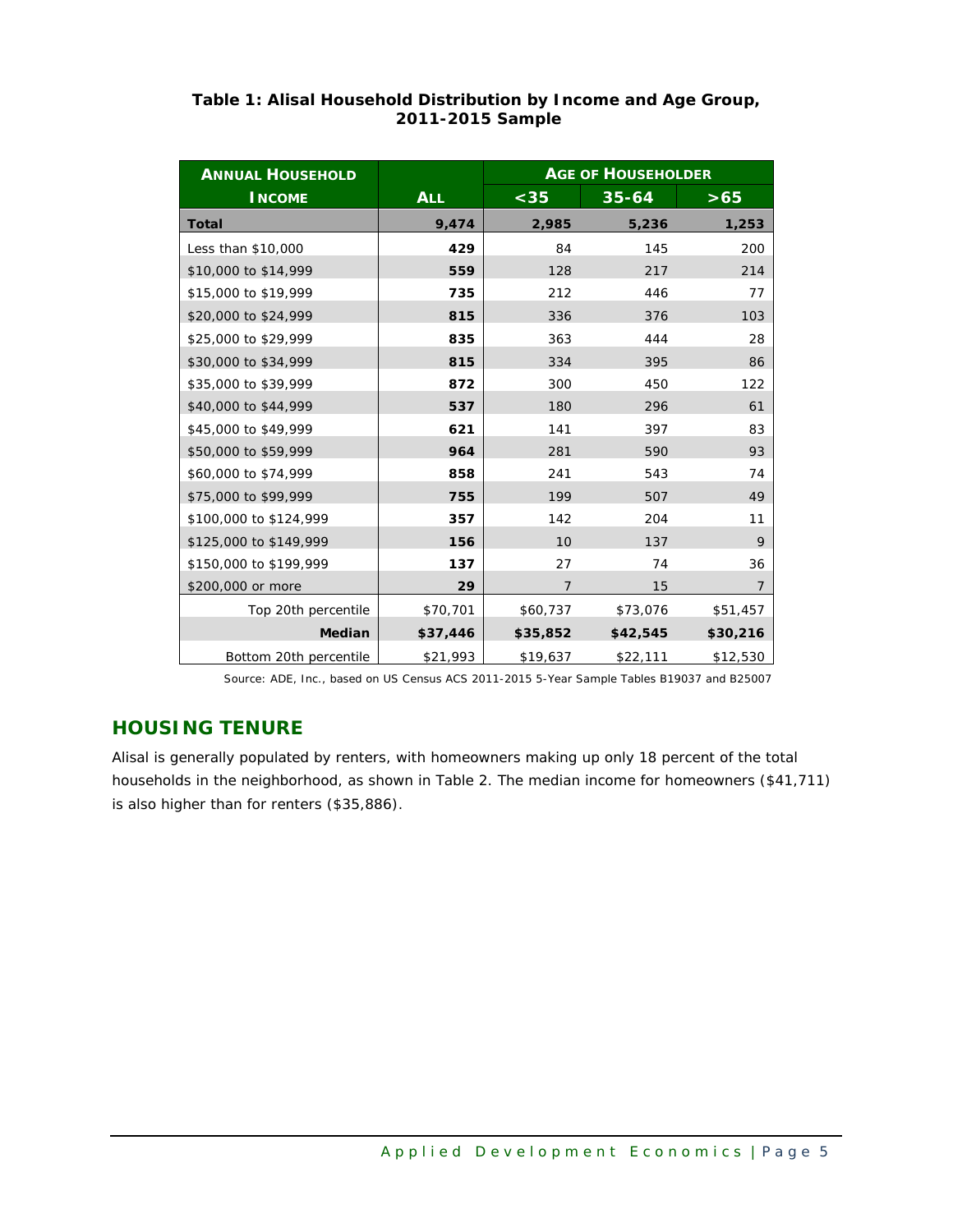**Table 1: Alisal Household Distribution by Income and Age Group, 2011-2015 Sample**

| ANNUAL HOUSEHOLD INCOME | ALL | AGE OF HOUSEHOLDER | | |
|---|---|---|---|---|
| | | <35 | 35-64 | >65 |
| **Total** | **9,474** | **2,985** | **5,236** | **1,253** |
| Less than $10,000 | **429** | 84 | 145 | 200 |
| $10,000 to $14,999 | **559** | 128 | 217 | 214 |
| $15,000 to $19,999 | **735** | 212 | 446 | 77 |
| $20,000 to $24,999 | **815** | 336 | 376 | 103 |
| $25,000 to $29,999 | **835** | 363 | 444 | 28 |
| $30,000 to $34,999 | **815** | 334 | 395 | 86 |
| $35,000 to $39,999 | **872** | 300 | 450 | 122 |
| $40,000 to $44,999 | **537** | 180 | 296 | 61 |
| $45,000 to $49,999 | **621** | 141 | 397 | 83 |
| $50,000 to $59,999 | **964** | 281 | 590 | 93 |
| $60,000 to $74,999 | **858** | 241 | 543 | 74 |
| $75,000 to $99,999 | **755** | 199 | 507 | 49 |
| $100,000 to $124,999 | **357** | 142 | 204 | 11 |
| $125,000 to $149,999 | **156** | 10 | 137 | 9 |
| $150,000 to $199,999 | **137** | 27 | 74 | 36 |
| $200,000 or more | **29** | 7 | 15 | 7 |
| Top 20th percentile | $70,701 | $60,737 | $73,076 | $51,457 |
| **Median** | **$37,446** | **$35,852** | **$42,545** | **$30,216** |
| Bottom 20th percentile | $21,993 | $19,637 | $22,111 | $12,530 |

Source: ADE, Inc., based on US Census ACS 2011-2015 5-Year Sample Tables B19037 and B25007

## HOUSING TENURE

Alisal is generally populated by renters, with homeowners making up only 18 percent of the total households in the neighborhood, as shown in Table 2. The median income for homeowners ($41,711) is also higher than for renters ($35,886).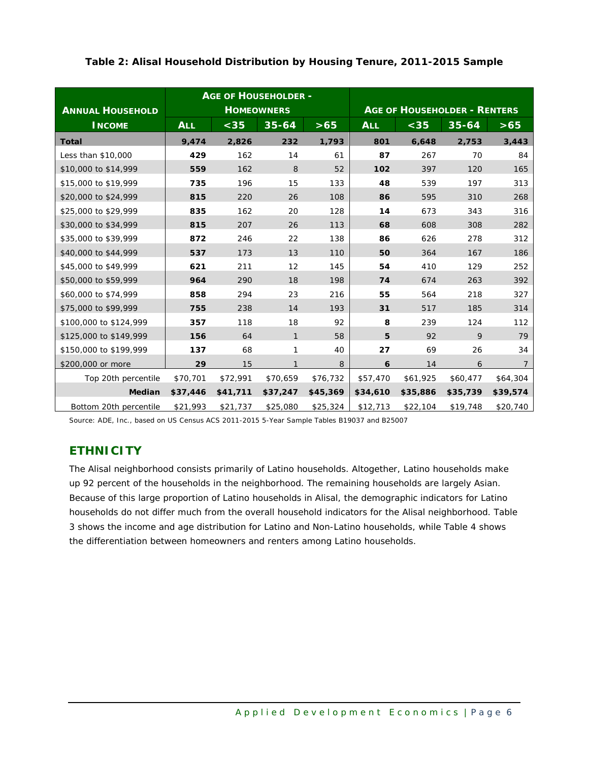**Table 2: Alisal Household Distribution by Housing Tenure, 2011-2015 Sample**

| Annual Household Income | Age of Householder - Homeowners | | | | Age of Householder - Renters | | | |
|---|---|---|---|---|---|---|---|---|
| | All | <35 | 35-64 | >65 | All | <35 | 35-64 | >65 |
| **Total** | **9,474** | **2,826** | **232** | **1,793** | **801** | **6,648** | **2,753** | **3,443** |
| Less than $10,000 | **429** | 162 | 14 | 61 | **87** | 267 | 70 | 84 |
| $10,000 to $14,999 | **559** | 162 | 8 | 52 | **102** | 397 | 120 | 165 |
| $15,000 to $19,999 | **735** | 196 | 15 | 133 | **48** | 539 | 197 | 313 |
| $20,000 to $24,999 | **815** | 220 | 26 | 108 | **86** | 595 | 310 | 268 |
| $25,000 to $29,999 | **835** | 162 | 20 | 128 | **14** | 673 | 343 | 316 |
| $30,000 to $34,999 | **815** | 207 | 26 | 113 | **68** | 608 | 308 | 282 |
| $35,000 to $39,999 | **872** | 246 | 22 | 138 | **86** | 626 | 278 | 312 |
| $40,000 to $44,999 | **537** | 173 | 13 | 110 | **50** | 364 | 167 | 186 |
| $45,000 to $49,999 | **621** | 211 | 12 | 145 | **54** | 410 | 129 | 252 |
| $50,000 to $59,999 | **964** | 290 | 18 | 198 | **74** | 674 | 263 | 392 |
| $60,000 to $74,999 | **858** | 294 | 23 | 216 | **55** | 564 | 218 | 327 |
| $75,000 to $99,999 | **755** | 238 | 14 | 193 | **31** | 517 | 185 | 314 |
| $100,000 to $124,999 | **357** | 118 | 18 | 92 | **8** | 239 | 124 | 112 |
| $125,000 to $149,999 | **156** | 64 | 1 | 58 | **5** | 92 | 9 | 79 |
| $150,000 to $199,999 | **137** | 68 | 1 | 40 | **27** | 69 | 26 | 34 |
| $200,000 or more | **29** | 15 | 1 | 8 | **6** | 14 | 6 | 7 |
| Top 20th percentile | $70,701 | $72,991 | $70,659 | $76,732 | $57,470 | $61,925 | $60,477 | $64,304 |
| **Median** | **$37,446** | **$41,711** | **$37,247** | **$45,369** | **$34,610** | **$35,886** | **$35,739** | **$39,574** |
| Bottom 20th percentile | $21,993 | $21,737 | $25,080 | $25,324 | $12,713 | $22,104 | $19,748 | $20,740 |

Source: ADE, Inc., based on US Census ACS 2011-2015 5-Year Sample Tables B19037 and B25007

## ETHNICITY

The Alisal neighborhood consists primarily of Latino households. Altogether, Latino households make up 92 percent of the households in the neighborhood. The remaining households are largely Asian. Because of this large proportion of Latino households in Alisal, the demographic indicators for Latino households do not differ much from the overall household indicators for the Alisal neighborhood. Table 3 shows the income and age distribution for Latino and Non-Latino households, while Table 4 shows the differentiation between homeowners and renters among Latino households.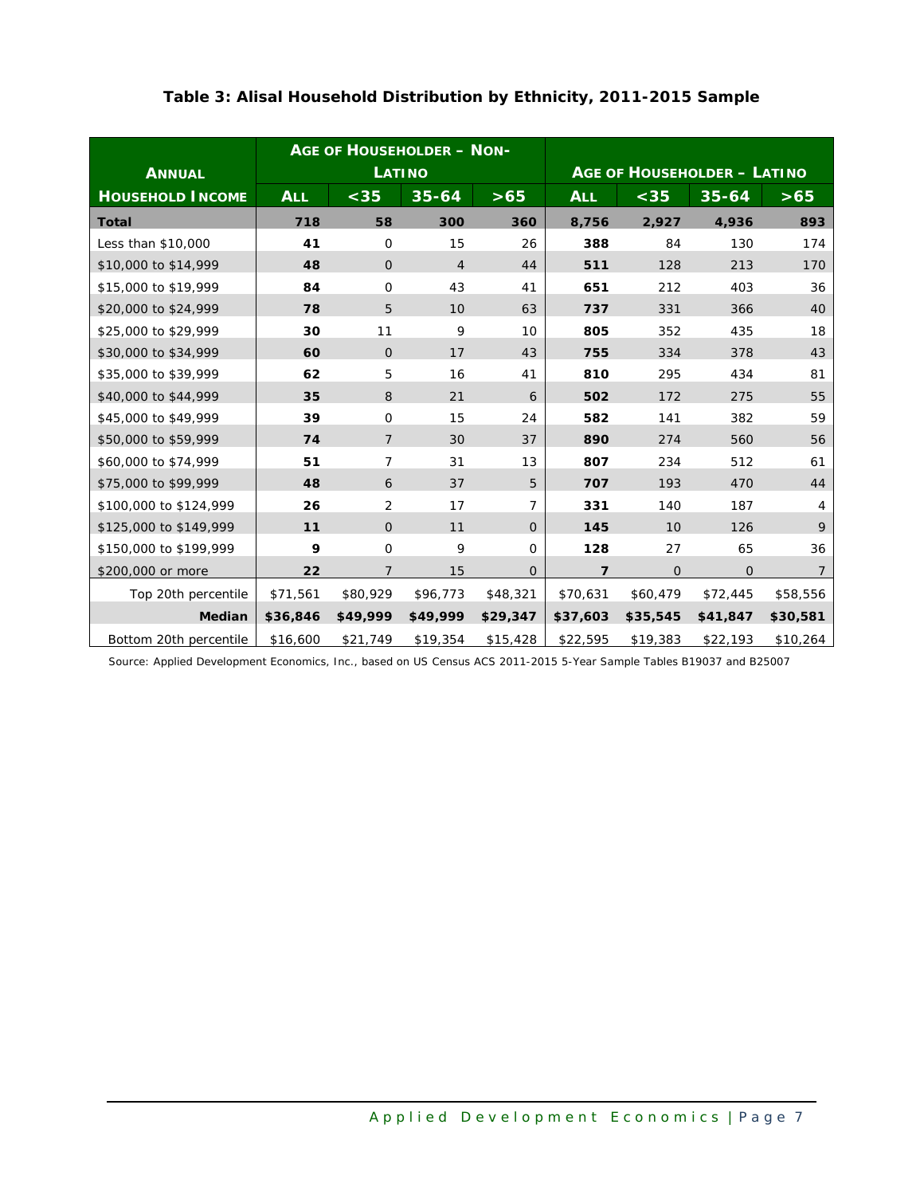**Table 3: Alisal Household Distribution by Ethnicity, 2011-2015 Sample**

| Annual Household Income | Age of Householder – Non-Latino | | | | Age of Householder – Latino | | | |
|---|---|---|---|---|---|---|---|---|
| | All | <35 | 35-64 | >65 | All | <35 | 35-64 | >65 |
| **Total** | **718** | **58** | **300** | **360** | **8,756** | **2,927** | **4,936** | **893** |
| Less than $10,000 | **41** | 0 | 15 | 26 | **388** | 84 | 130 | 174 |
| $10,000 to $14,999 | **48** | 0 | 4 | 44 | **511** | 128 | 213 | 170 |
| $15,000 to $19,999 | **84** | 0 | 43 | 41 | **651** | 212 | 403 | 36 |
| $20,000 to $24,999 | **78** | 5 | 10 | 63 | **737** | 331 | 366 | 40 |
| $25,000 to $29,999 | **30** | 11 | 9 | 10 | **805** | 352 | 435 | 18 |
| $30,000 to $34,999 | **60** | 0 | 17 | 43 | **755** | 334 | 378 | 43 |
| $35,000 to $39,999 | **62** | 5 | 16 | 41 | **810** | 295 | 434 | 81 |
| $40,000 to $44,999 | **35** | 8 | 21 | 6 | **502** | 172 | 275 | 55 |
| $45,000 to $49,999 | **39** | 0 | 15 | 24 | **582** | 141 | 382 | 59 |
| $50,000 to $59,999 | **74** | 7 | 30 | 37 | **890** | 274 | 560 | 56 |
| $60,000 to $74,999 | **51** | 7 | 31 | 13 | **807** | 234 | 512 | 61 |
| $75,000 to $99,999 | **48** | 6 | 37 | 5 | **707** | 193 | 470 | 44 |
| $100,000 to $124,999 | **26** | 2 | 17 | 7 | **331** | 140 | 187 | 4 |
| $125,000 to $149,999 | **11** | 0 | 11 | 0 | **145** | 10 | 126 | 9 |
| $150,000 to $199,999 | **9** | 0 | 9 | 0 | **128** | 27 | 65 | 36 |
| $200,000 or more | **22** | 7 | 15 | 0 | **7** | 0 | 0 | 7 |
| Top 20th percentile | $71,561 | $80,929 | $96,773 | $48,321 | $70,631 | $60,479 | $72,445 | $58,556 |
| **Median** | **$36,846** | **$49,999** | **$49,999** | **$29,347** | **$37,603** | **$35,545** | **$41,847** | **$30,581** |
| Bottom 20th percentile | $16,600 | $21,749 | $19,354 | $15,428 | $22,595 | $19,383 | $22,193 | $10,264 |

Source: Applied Development Economics, Inc., based on US Census ACS 2011-2015 5-Year Sample Tables B19037 and B25007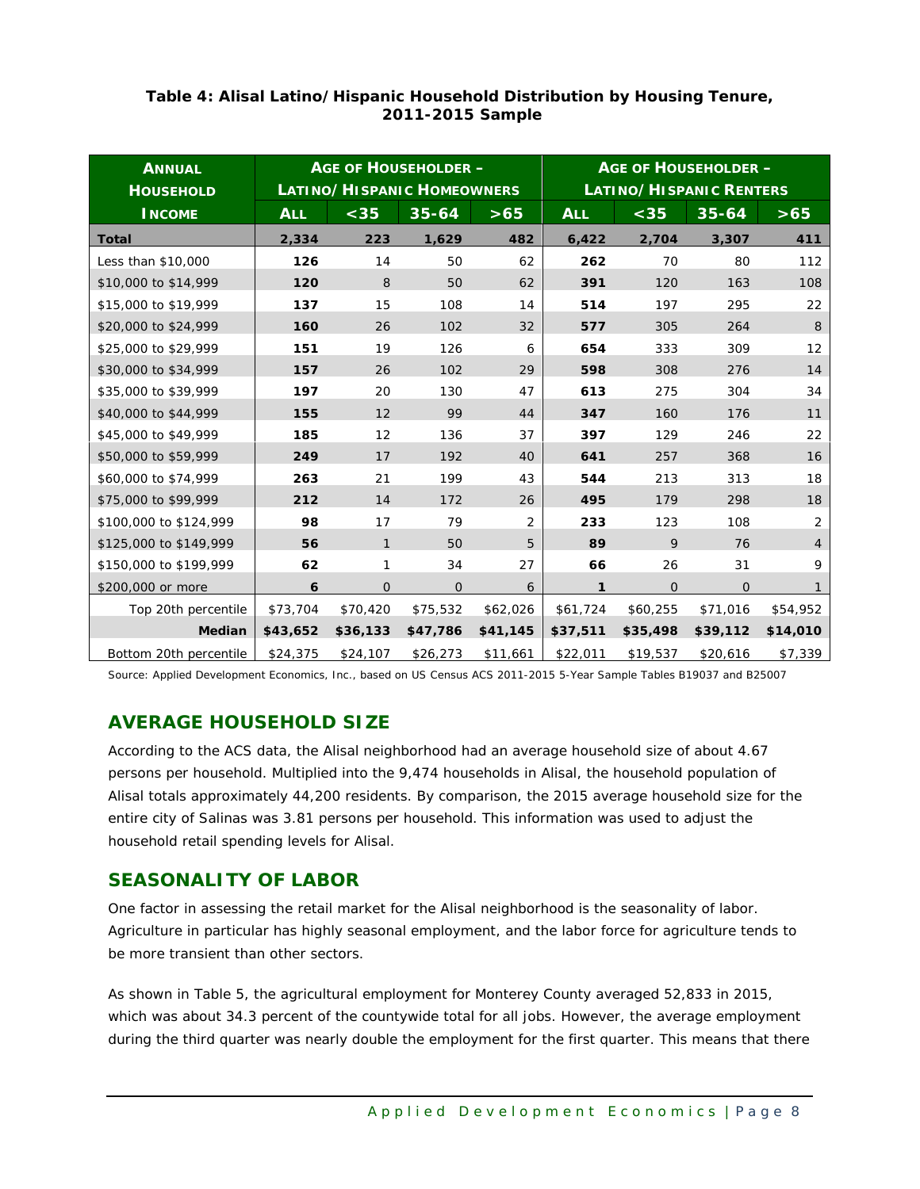**Table 4: Alisal Latino/Hispanic Household Distribution by Housing Tenure, 2011-2015 Sample**

| Annual Household Income | Age of Householder – Latino/Hispanic Homeowners | | | | Age of Householder – Latino/Hispanic Renters | | | |
|---|---|---|---|---|---|---|---|---|
| | All | <35 | 35-64 | >65 | All | <35 | 35-64 | >65 |
| **Total** | **2,334** | **223** | **1,629** | **482** | **6,422** | **2,704** | **3,307** | **411** |
| Less than $10,000 | **126** | 14 | 50 | 62 | **262** | 70 | 80 | 112 |
| $10,000 to $14,999 | **120** | 8 | 50 | 62 | **391** | 120 | 163 | 108 |
| $15,000 to $19,999 | **137** | 15 | 108 | 14 | **514** | 197 | 295 | 22 |
| $20,000 to $24,999 | **160** | 26 | 102 | 32 | **577** | 305 | 264 | 8 |
| $25,000 to $29,999 | **151** | 19 | 126 | 6 | **654** | 333 | 309 | 12 |
| $30,000 to $34,999 | **157** | 26 | 102 | 29 | **598** | 308 | 276 | 14 |
| $35,000 to $39,999 | **197** | 20 | 130 | 47 | **613** | 275 | 304 | 34 |
| $40,000 to $44,999 | **155** | 12 | 99 | 44 | **347** | 160 | 176 | 11 |
| $45,000 to $49,999 | **185** | 12 | 136 | 37 | **397** | 129 | 246 | 22 |
| $50,000 to $59,999 | **249** | 17 | 192 | 40 | **641** | 257 | 368 | 16 |
| $60,000 to $74,999 | **263** | 21 | 199 | 43 | **544** | 213 | 313 | 18 |
| $75,000 to $99,999 | **212** | 14 | 172 | 26 | **495** | 179 | 298 | 18 |
| $100,000 to $124,999 | **98** | 17 | 79 | 2 | **233** | 123 | 108 | 2 |
| $125,000 to $149,999 | **56** | 1 | 50 | 5 | **89** | 9 | 76 | 4 |
| $150,000 to $199,999 | **62** | 1 | 34 | 27 | **66** | 26 | 31 | 9 |
| $200,000 or more | **6** | 0 | 0 | 6 | **1** | 0 | 0 | 1 |
| Top 20th percentile | $73,704 | $70,420 | $75,532 | $62,026 | $61,724 | $60,255 | $71,016 | $54,952 |
| **Median** | **$43,652** | **$36,133** | **$47,786** | **$41,145** | **$37,511** | **$35,498** | **$39,112** | **$14,010** |
| Bottom 20th percentile | $24,375 | $24,107 | $26,273 | $11,661 | $22,011 | $19,537 | $20,616 | $7,339 |

Source: Applied Development Economics, Inc., based on US Census ACS 2011-2015 5-Year Sample Tables B19037 and B25007

## AVERAGE HOUSEHOLD SIZE

According to the ACS data, the Alisal neighborhood had an average household size of about 4.67 persons per household. Multiplied into the 9,474 households in Alisal, the household population of Alisal totals approximately 44,200 residents. By comparison, the 2015 average household size for the entire city of Salinas was 3.81 persons per household. This information was used to adjust the household retail spending levels for Alisal.

## SEASONALITY OF LABOR

One factor in assessing the retail market for the Alisal neighborhood is the seasonality of labor. Agriculture in particular has highly seasonal employment, and the labor force for agriculture tends to be more transient than other sectors.

As shown in Table 5, the agricultural employment for Monterey County averaged 52,833 in 2015, which was about 34.3 percent of the countywide total for all jobs. However, the average employment during the third quarter was nearly double the employment for the first quarter. This means that there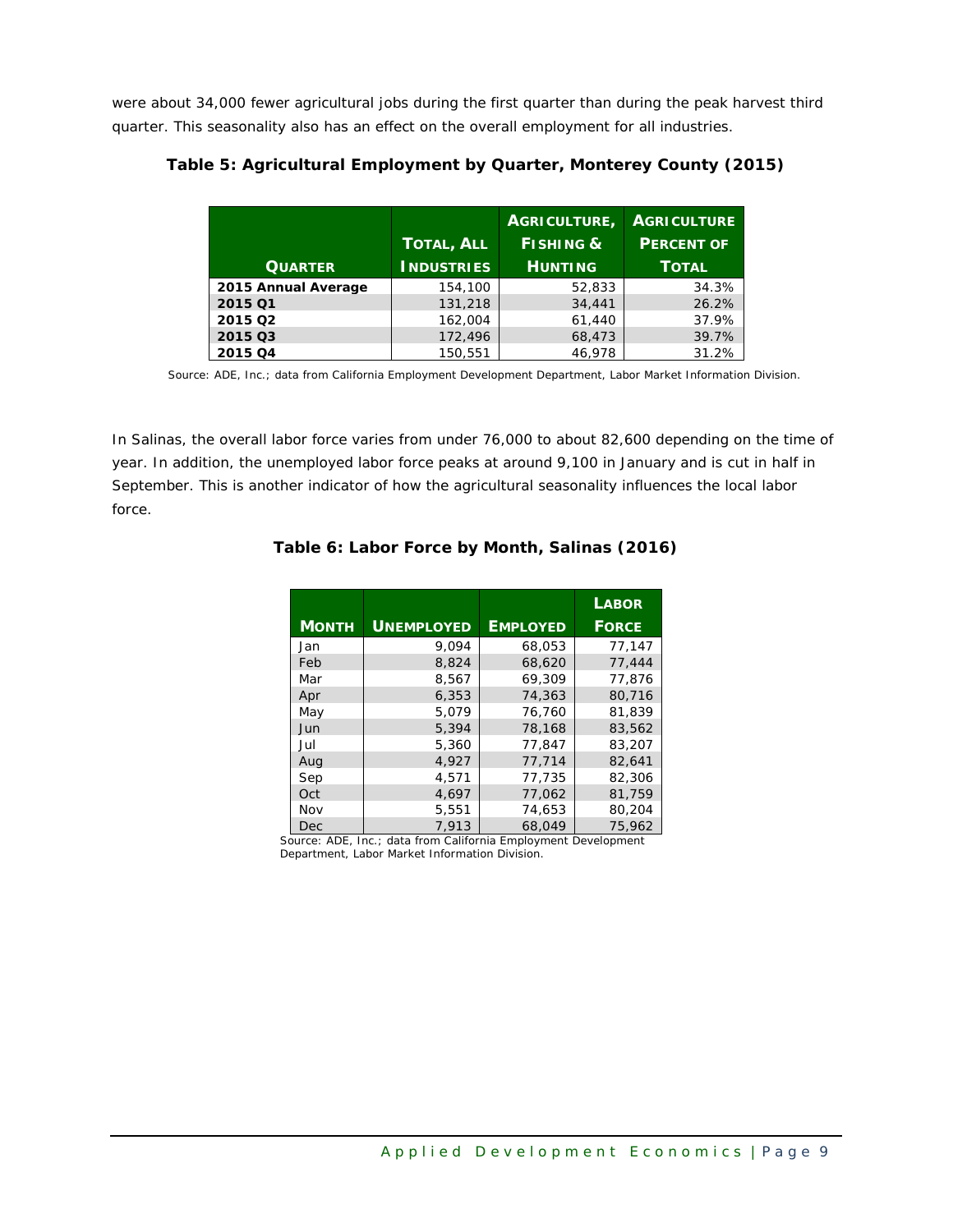were about 34,000 fewer agricultural jobs during the first quarter than during the peak harvest third quarter. This seasonality also has an effect on the overall employment for all industries.

**Table 5: Agricultural Employment by Quarter, Monterey County (2015)**

| Quarter | Total, All Industries | Agriculture, Fishing & Hunting | Agriculture Percent of Total |
|---|---|---|---|
| **2015 Annual Average** | 154,100 | 52,833 | 34.3% |
| **2015 Q1** | 131,218 | 34,441 | 26.2% |
| **2015 Q2** | 162,004 | 61,440 | 37.9% |
| **2015 Q3** | 172,496 | 68,473 | 39.7% |
| **2015 Q4** | 150,551 | 46,978 | 31.2% |

Source: ADE, Inc.; data from California Employment Development Department, Labor Market Information Division.

In Salinas, the overall labor force varies from under 76,000 to about 82,600 depending on the time of year. In addition, the unemployed labor force peaks at around 9,100 in January and is cut in half in September. This is another indicator of how the agricultural seasonality influences the local labor force.

**Table 6: Labor Force by Month, Salinas (2016)**

| Month | Unemployed | Employed | Labor Force |
|---|---|---|---|
| Jan | 9,094 | 68,053 | 77,147 |
| Feb | 8,824 | 68,620 | 77,444 |
| Mar | 8,567 | 69,309 | 77,876 |
| Apr | 6,353 | 74,363 | 80,716 |
| May | 5,079 | 76,760 | 81,839 |
| Jun | 5,394 | 78,168 | 83,562 |
| Jul | 5,360 | 77,847 | 83,207 |
| Aug | 4,927 | 77,714 | 82,641 |
| Sep | 4,571 | 77,735 | 82,306 |
| Oct | 4,697 | 77,062 | 81,759 |
| Nov | 5,551 | 74,653 | 80,204 |
| Dec | 7,913 | 68,049 | 75,962 |

Source: ADE, Inc.; data from California Employment Development Department, Labor Market Information Division.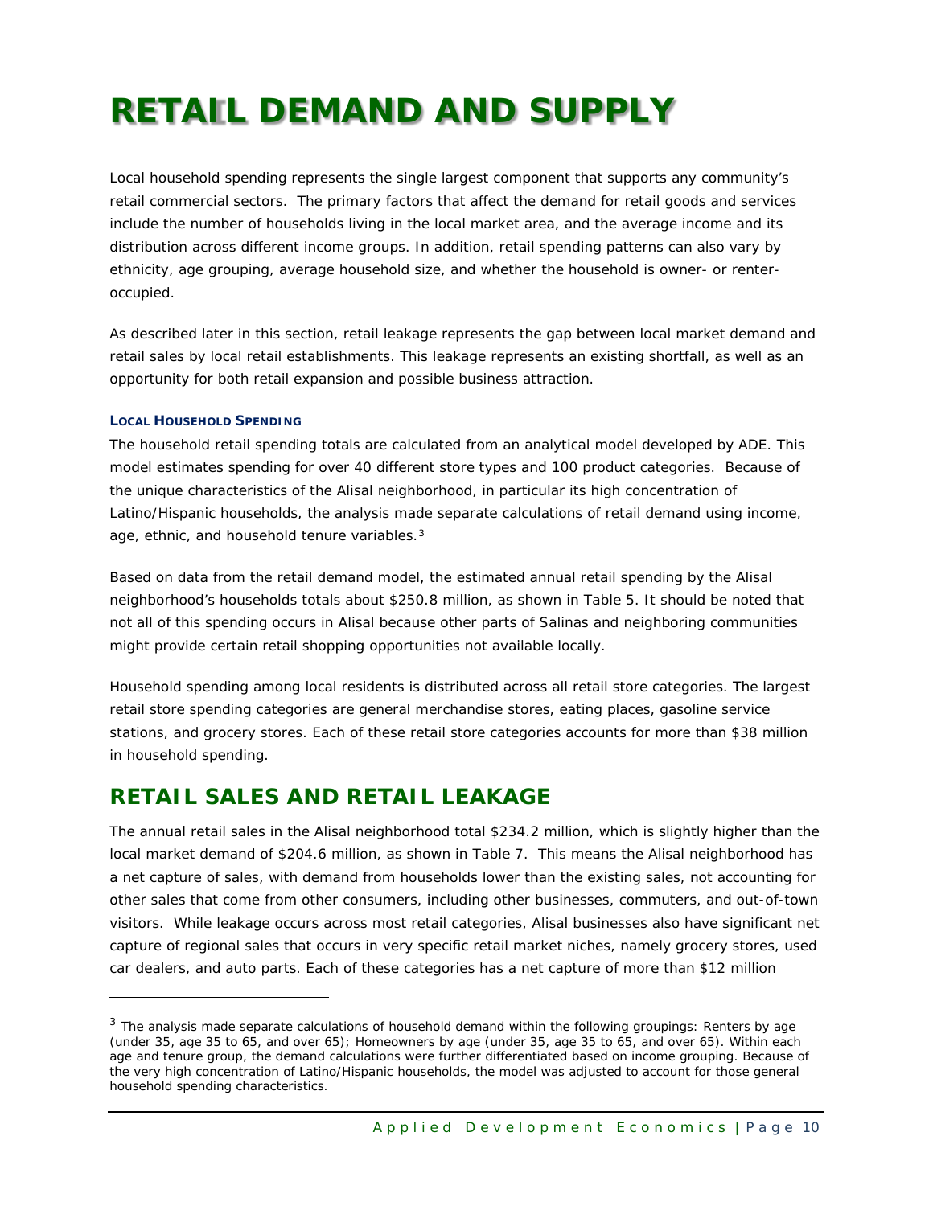# RETAIL DEMAND AND SUPPLY

Local household spending represents the single largest component that supports any community's retail commercial sectors. The primary factors that affect the demand for retail goods and services include the number of households living in the local market area, and the average income and its distribution across different income groups. In addition, retail spending patterns can also vary by ethnicity, age grouping, average household size, and whether the household is owner- or renter-occupied.

As described later in this section, retail leakage represents the gap between local market demand and retail sales by local retail establishments. This leakage represents an existing shortfall, as well as an opportunity for both retail expansion and possible business attraction.

#### LOCAL HOUSEHOLD SPENDING

The household retail spending totals are calculated from an analytical model developed by ADE. This model estimates spending for over 40 different store types and 100 product categories. Because of the unique characteristics of the Alisal neighborhood, in particular its high concentration of Latino/Hispanic households, the analysis made separate calculations of retail demand using income, age, ethnic, and household tenure variables.[3]

Based on data from the retail demand model, the estimated annual retail spending by the Alisal neighborhood's households totals about $250.8 million, as shown in Table 5. It should be noted that not all of this spending occurs in Alisal because other parts of Salinas and neighboring communities might provide certain retail shopping opportunities not available locally.

Household spending among local residents is distributed across all retail store categories. The largest retail store spending categories are general merchandise stores, eating places, gasoline service stations, and grocery stores. Each of these retail store categories accounts for more than $38 million in household spending.

## RETAIL SALES AND RETAIL LEAKAGE

The annual retail sales in the Alisal neighborhood total $234.2 million, which is slightly higher than the local market demand of $204.6 million, as shown in Table 7. This means the Alisal neighborhood has a net capture of sales, with demand from households lower than the existing sales, not accounting for other sales that come from other consumers, including other businesses, commuters, and out-of-town visitors. While leakage occurs across most retail categories, Alisal businesses also have significant net capture of regional sales that occurs in very specific retail market niches, namely grocery stores, used car dealers, and auto parts. Each of these categories has a net capture of more than $12 million

---

[3] The analysis made separate calculations of household demand within the following groupings: Renters by age (under 35, age 35 to 65, and over 65); Homeowners by age (under 35, age 35 to 65, and over 65). Within each age and tenure group, the demand calculations were further differentiated based on income grouping. Because of the very high concentration of Latino/Hispanic households, the model was adjusted to account for those general household spending characteristics.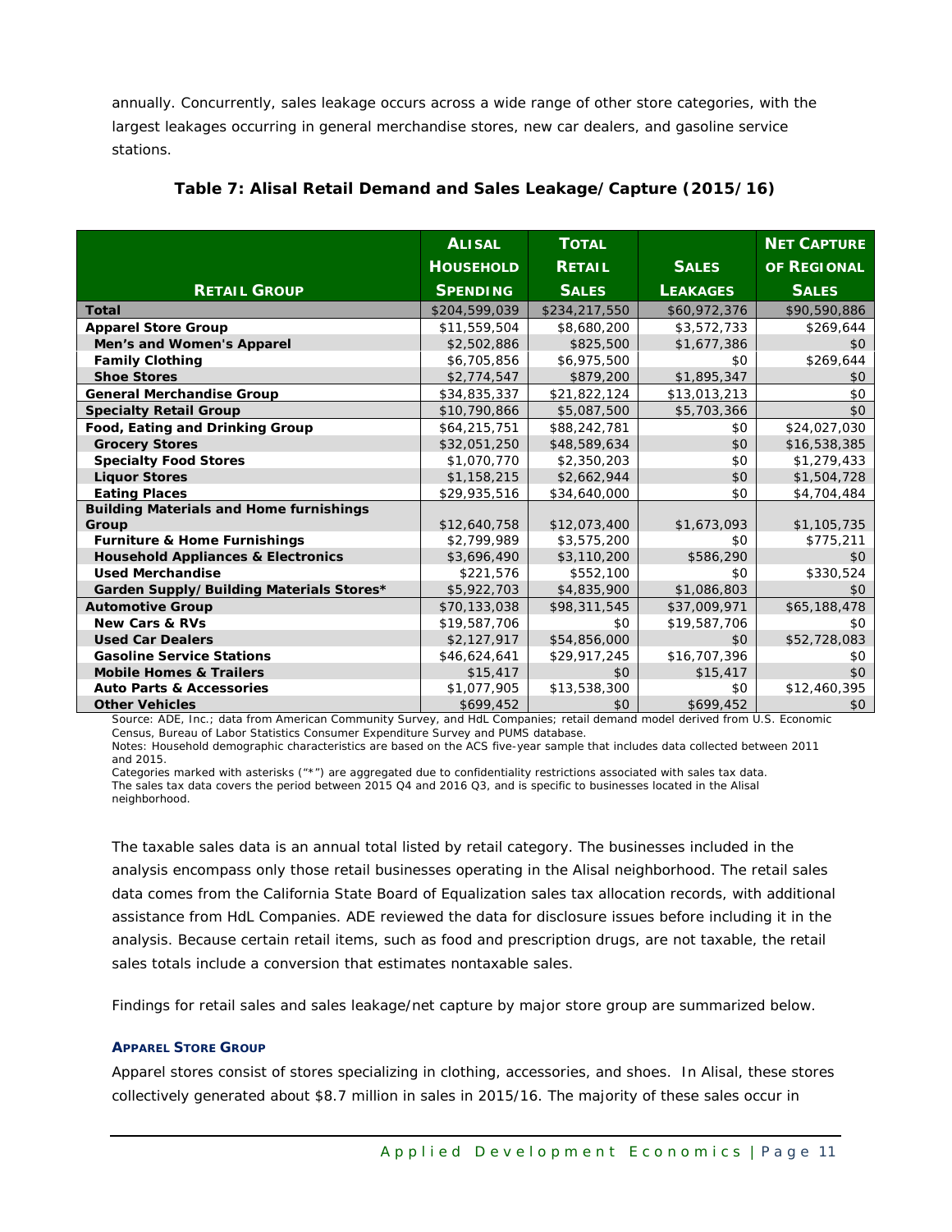annually. Concurrently, sales leakage occurs across a wide range of other store categories, with the largest leakages occurring in general merchandise stores, new car dealers, and gasoline service stations.

**Table 7: Alisal Retail Demand and Sales Leakage/Capture (2015/16)**

| Retail Group | Alisal Household Spending | Total Retail Sales | Sales Leakages | Net Capture of Regional Sales |
|---|---|---|---|---|
| **Total** | $204,599,039 | $234,217,550 | $60,972,376 | $90,590,886 |
| **Apparel Store Group** | $11,559,504 | $8,680,200 | $3,572,733 | $269,644 |
| Men's and Women's Apparel | $2,502,886 | $825,500 | $1,677,386 | $0 |
| Family Clothing | $6,705,856 | $6,975,500 | $0 | $269,644 |
| Shoe Stores | $2,774,547 | $879,200 | $1,895,347 | $0 |
| **General Merchandise Group** | $34,835,337 | $21,822,124 | $13,013,213 | $0 |
| **Specialty Retail Group** | $10,790,866 | $5,087,500 | $5,703,366 | $0 |
| **Food, Eating and Drinking Group** | $64,215,751 | $88,242,781 | $0 | $24,027,030 |
| Grocery Stores | $32,051,250 | $48,589,634 | $0 | $16,538,385 |
| Specialty Food Stores | $1,070,770 | $2,350,203 | $0 | $1,279,433 |
| Liquor Stores | $1,158,215 | $2,662,944 | $0 | $1,504,728 |
| Eating Places | $29,935,516 | $34,640,000 | $0 | $4,704,484 |
| **Building Materials and Home furnishings Group** | $12,640,758 | $12,073,400 | $1,673,093 | $1,105,735 |
| Furniture & Home Furnishings | $2,799,989 | $3,575,200 | $0 | $775,211 |
| Household Appliances & Electronics | $3,696,490 | $3,110,200 | $586,290 | $0 |
| Used Merchandise | $221,576 | $552,100 | $0 | $330,524 |
| Garden Supply/Building Materials Stores* | $5,922,703 | $4,835,900 | $1,086,803 | $0 |
| **Automotive Group** | $70,133,038 | $98,311,545 | $37,009,971 | $65,188,478 |
| New Cars & RVs | $19,587,706 | $0 | $19,587,706 | $0 |
| Used Car Dealers | $2,127,917 | $54,856,000 | $0 | $52,728,083 |
| Gasoline Service Stations | $46,624,641 | $29,917,245 | $16,707,396 | $0 |
| Mobile Homes & Trailers | $15,417 | $0 | $15,417 | $0 |
| Auto Parts & Accessories | $1,077,905 | $13,538,300 | $0 | $12,460,395 |
| Other Vehicles | $699,452 | $0 | $699,452 | $0 |

*Source: ADE, Inc.; data from American Community Survey, and HdL Companies; retail demand model derived from U.S. Economic Census, Bureau of Labor Statistics Consumer Expenditure Survey and PUMS database.*

*Notes: Household demographic characteristics are based on the ACS five-year sample that includes data collected between 2011 and 2015.*

*Categories marked with asterisks ("*") are aggregated due to confidentiality restrictions associated with sales tax data.*

*The sales tax data covers the period between 2015 Q4 and 2016 Q3, and is specific to businesses located in the Alisal neighborhood.*

The taxable sales data is an annual total listed by retail category. The businesses included in the analysis encompass only those retail businesses operating in the Alisal neighborhood. The retail sales data comes from the California State Board of Equalization sales tax allocation records, with additional assistance from HdL Companies. ADE reviewed the data for disclosure issues before including it in the analysis. Because certain retail items, such as food and prescription drugs, are not taxable, the retail sales totals include a conversion that estimates nontaxable sales.

Findings for retail sales and sales leakage/net capture by major store group are summarized below.

#### APPAREL STORE GROUP

Apparel stores consist of stores specializing in clothing, accessories, and shoes. In Alisal, these stores collectively generated about $8.7 million in sales in 2015/16. The majority of these sales occur in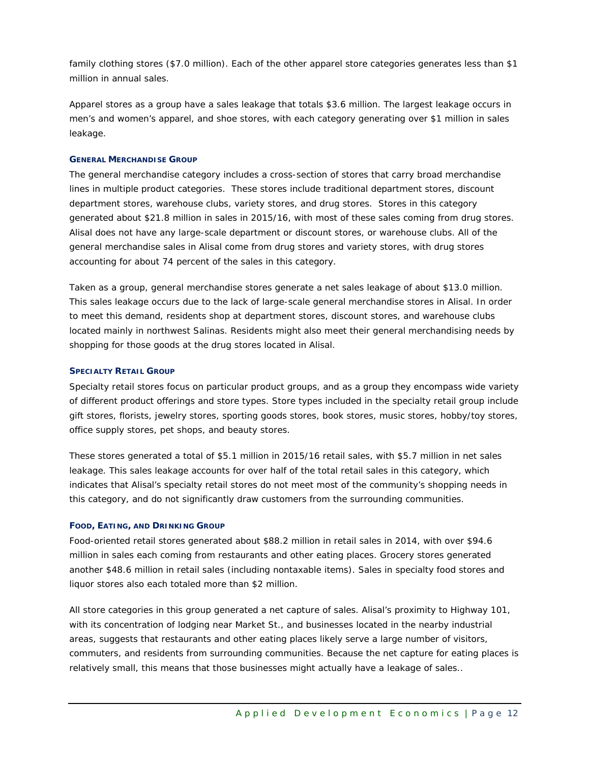family clothing stores ($7.0 million). Each of the other apparel store categories generates less than $1 million in annual sales.

Apparel stores as a group have a sales leakage that totals $3.6 million. The largest leakage occurs in men's and women's apparel, and shoe stores, with each category generating over $1 million in sales leakage.

#### GENERAL MERCHANDISE GROUP

The general merchandise category includes a cross-section of stores that carry broad merchandise lines in multiple product categories. These stores include traditional department stores, discount department stores, warehouse clubs, variety stores, and drug stores. Stores in this category generated about $21.8 million in sales in 2015/16, with most of these sales coming from drug stores. Alisal does not have any large-scale department or discount stores, or warehouse clubs. All of the general merchandise sales in Alisal come from drug stores and variety stores, with drug stores accounting for about 74 percent of the sales in this category.

Taken as a group, general merchandise stores generate a net sales leakage of about $13.0 million. This sales leakage occurs due to the lack of large-scale general merchandise stores in Alisal. In order to meet this demand, residents shop at department stores, discount stores, and warehouse clubs located mainly in northwest Salinas. Residents might also meet their general merchandising needs by shopping for those goods at the drug stores located in Alisal.

#### SPECIALTY RETAIL GROUP

Specialty retail stores focus on particular product groups, and as a group they encompass wide variety of different product offerings and store types. Store types included in the specialty retail group include gift stores, florists, jewelry stores, sporting goods stores, book stores, music stores, hobby/toy stores, office supply stores, pet shops, and beauty stores.

These stores generated a total of $5.1 million in 2015/16 retail sales, with $5.7 million in net sales leakage. This sales leakage accounts for over half of the total retail sales in this category, which indicates that Alisal's specialty retail stores do not meet most of the community's shopping needs in this category, and do not significantly draw customers from the surrounding communities.

#### FOOD, EATING, AND DRINKING GROUP

Food-oriented retail stores generated about $88.2 million in retail sales in 2014, with over $94.6 million in sales each coming from restaurants and other eating places. Grocery stores generated another $48.6 million in retail sales (including nontaxable items). Sales in specialty food stores and liquor stores also each totaled more than $2 million.

All store categories in this group generated a net capture of sales. Alisal's proximity to Highway 101, with its concentration of lodging near Market St., and businesses located in the nearby industrial areas, suggests that restaurants and other eating places likely serve a large number of visitors, commuters, and residents from surrounding communities. Because the net capture for eating places is relatively small, this means that those businesses might actually have a leakage of sales..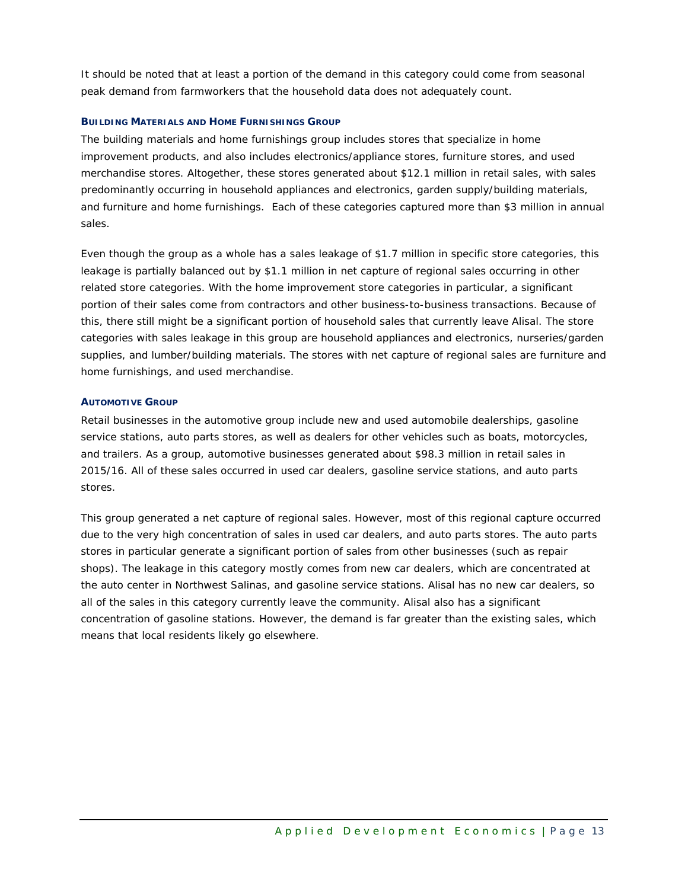It should be noted that at least a portion of the demand in this category could come from seasonal peak demand from farmworkers that the household data does not adequately count.

#### BUILDING MATERIALS AND HOME FURNISHINGS GROUP

The building materials and home furnishings group includes stores that specialize in home improvement products, and also includes electronics/appliance stores, furniture stores, and used merchandise stores. Altogether, these stores generated about $12.1 million in retail sales, with sales predominantly occurring in household appliances and electronics, garden supply/building materials, and furniture and home furnishings. Each of these categories captured more than $3 million in annual sales.

Even though the group as a whole has a sales leakage of $1.7 million in specific store categories, this leakage is partially balanced out by $1.1 million in net capture of regional sales occurring in other related store categories. With the home improvement store categories in particular, a significant portion of their sales come from contractors and other business-to-business transactions. Because of this, there still might be a significant portion of household sales that currently leave Alisal. The store categories with sales leakage in this group are household appliances and electronics, nurseries/garden supplies, and lumber/building materials. The stores with net capture of regional sales are furniture and home furnishings, and used merchandise.

#### AUTOMOTIVE GROUP

Retail businesses in the automotive group include new and used automobile dealerships, gasoline service stations, auto parts stores, as well as dealers for other vehicles such as boats, motorcycles, and trailers. As a group, automotive businesses generated about $98.3 million in retail sales in 2015/16. All of these sales occurred in used car dealers, gasoline service stations, and auto parts stores.

This group generated a net capture of regional sales. However, most of this regional capture occurred due to the very high concentration of sales in used car dealers, and auto parts stores. The auto parts stores in particular generate a significant portion of sales from other businesses (such as repair shops). The leakage in this category mostly comes from new car dealers, which are concentrated at the auto center in Northwest Salinas, and gasoline service stations. Alisal has no new car dealers, so all of the sales in this category currently leave the community. Alisal also has a significant concentration of gasoline stations. However, the demand is far greater than the existing sales, which means that local residents likely go elsewhere.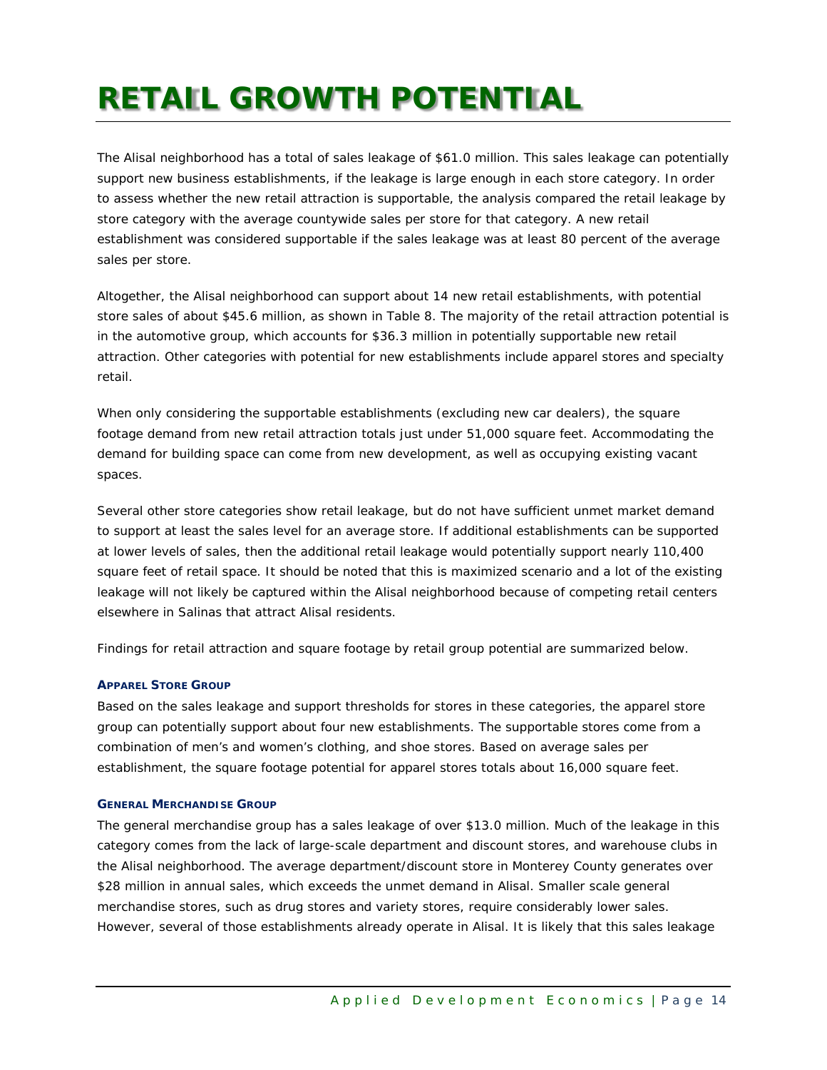# RETAIL GROWTH POTENTIAL

The Alisal neighborhood has a total of sales leakage of $61.0 million. This sales leakage can potentially support new business establishments, if the leakage is large enough in each store category. In order to assess whether the new retail attraction is supportable, the analysis compared the retail leakage by store category with the average countywide sales per store for that category. A new retail establishment was considered supportable if the sales leakage was at least 80 percent of the average sales per store.

Altogether, the Alisal neighborhood can support about 14 new retail establishments, with potential store sales of about $45.6 million, as shown in Table 8. The majority of the retail attraction potential is in the automotive group, which accounts for $36.3 million in potentially supportable new retail attraction. Other categories with potential for new establishments include apparel stores and specialty retail.

When only considering the supportable establishments (excluding new car dealers), the square footage demand from new retail attraction totals just under 51,000 square feet. Accommodating the demand for building space can come from new development, as well as occupying existing vacant spaces.

Several other store categories show retail leakage, but do not have sufficient unmet market demand to support at least the sales level for an average store. If additional establishments can be supported at lower levels of sales, then the additional retail leakage would potentially support nearly 110,400 square feet of retail space. It should be noted that this is maximized scenario and a lot of the existing leakage will not likely be captured within the Alisal neighborhood because of competing retail centers elsewhere in Salinas that attract Alisal residents.

Findings for retail attraction and square footage by retail group potential are summarized below.

#### APPAREL STORE GROUP

Based on the sales leakage and support thresholds for stores in these categories, the apparel store group can potentially support about four new establishments. The supportable stores come from a combination of men's and women's clothing, and shoe stores. Based on average sales per establishment, the square footage potential for apparel stores totals about 16,000 square feet.

#### GENERAL MERCHANDISE GROUP

The general merchandise group has a sales leakage of over $13.0 million. Much of the leakage in this category comes from the lack of large-scale department and discount stores, and warehouse clubs in the Alisal neighborhood. The average department/discount store in Monterey County generates over $28 million in annual sales, which exceeds the unmet demand in Alisal. Smaller scale general merchandise stores, such as drug stores and variety stores, require considerably lower sales. However, several of those establishments already operate in Alisal. It is likely that this sales leakage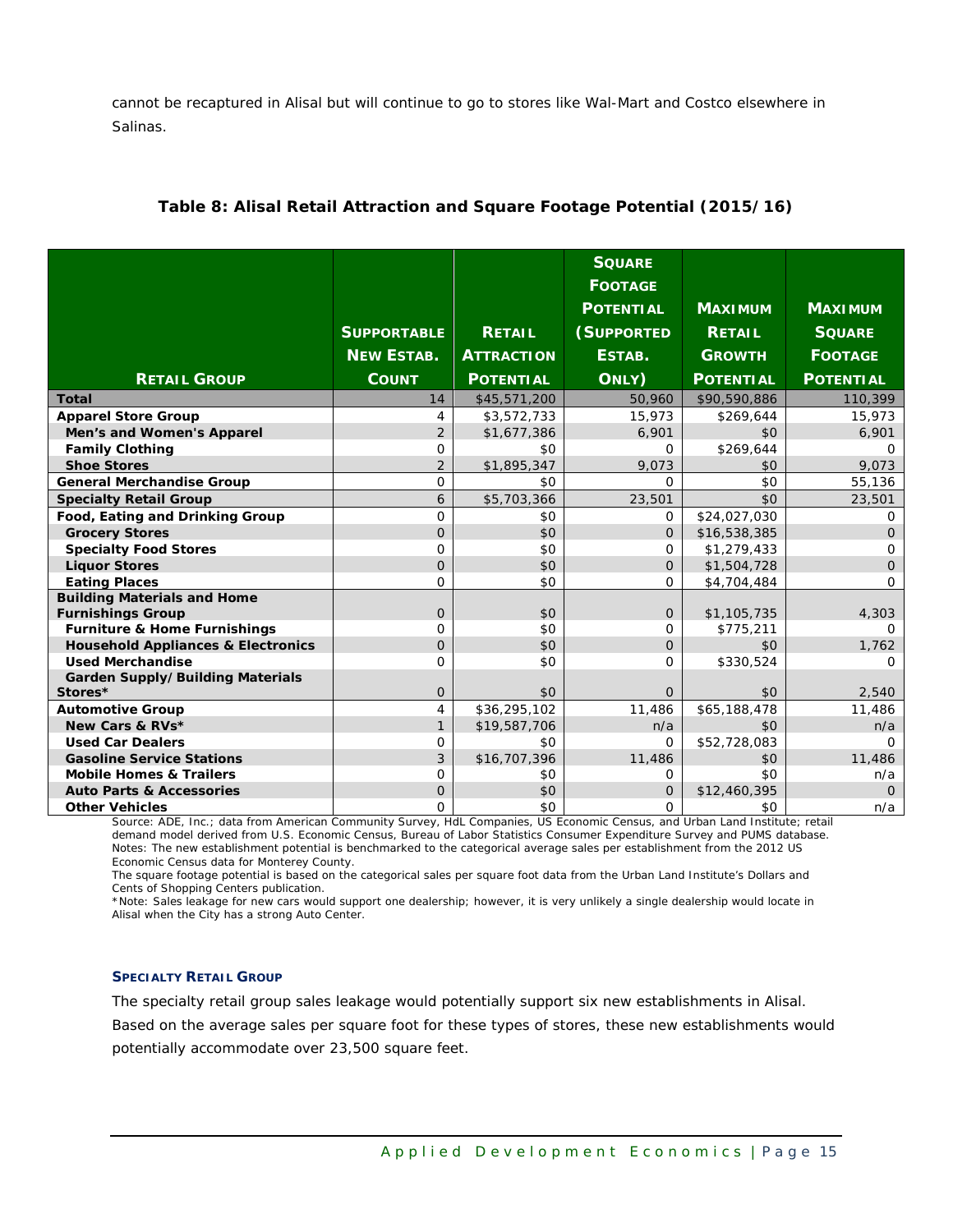cannot be recaptured in Alisal but will continue to go to stores like Wal-Mart and Costco elsewhere in Salinas.

**Table 8: Alisal Retail Attraction and Square Footage Potential (2015/16)**

| Retail Group | Supportable New Estab. Count | Retail Attraction Potential | Square Footage Potential (Supported Estab. Only) | Maximum Retail Growth Potential | Maximum Square Footage Potential |
|---|---|---|---|---|---|
| **Total** | 14 | $45,571,200 | 50,960 | $90,590,886 | 110,399 |
| **Apparel Store Group** | 4 | $3,572,733 | 15,973 | $269,644 | 15,973 |
| Men's and Women's Apparel | 2 | $1,677,386 | 6,901 | $0 | 6,901 |
| Family Clothing | 0 | $0 | 0 | $269,644 | 0 |
| Shoe Stores | 2 | $1,895,347 | 9,073 | $0 | 9,073 |
| **General Merchandise Group** | 0 | $0 | 0 | $0 | 55,136 |
| **Specialty Retail Group** | 6 | $5,703,366 | 23,501 | $0 | 23,501 |
| **Food, Eating and Drinking Group** | 0 | $0 | 0 | $24,027,030 | 0 |
| Grocery Stores | 0 | $0 | 0 | $16,538,385 | 0 |
| Specialty Food Stores | 0 | $0 | 0 | $1,279,433 | 0 |
| Liquor Stores | 0 | $0 | 0 | $1,504,728 | 0 |
| Eating Places | 0 | $0 | 0 | $4,704,484 | 0 |
| **Building Materials and Home Furnishings Group** | 0 | $0 | 0 | $1,105,735 | 4,303 |
| Furniture & Home Furnishings | 0 | $0 | 0 | $775,211 | 0 |
| Household Appliances & Electronics | 0 | $0 | 0 | $0 | 1,762 |
| Used Merchandise | 0 | $0 | 0 | $330,524 | 0 |
| Garden Supply/Building Materials Stores* | 0 | $0 | 0 | $0 | 2,540 |
| **Automotive Group** | 4 | $36,295,102 | 11,486 | $65,188,478 | 11,486 |
| New Cars & RVs* | 1 | $19,587,706 | n/a | $0 | n/a |
| Used Car Dealers | 0 | $0 | 0 | $52,728,083 | 0 |
| Gasoline Service Stations | 3 | $16,707,396 | 11,486 | $0 | 11,486 |
| Mobile Homes & Trailers | 0 | $0 | 0 | $0 | n/a |
| Auto Parts & Accessories | 0 | $0 | 0 | $12,460,395 | 0 |
| Other Vehicles | 0 | $0 | 0 | $0 | n/a |

Source: ADE, Inc.; data from American Community Survey, HdL Companies, US Economic Census, and Urban Land Institute; retail demand model derived from U.S. Economic Census, Bureau of Labor Statistics Consumer Expenditure Survey and PUMS database. Notes: The new establishment potential is benchmarked to the categorical average sales per establishment from the 2012 US Economic Census data for Monterey County.

The square footage potential is based on the categorical sales per square foot data from the Urban Land Institute's Dollars and Cents of Shopping Centers publication.

*Note: Sales leakage for new cars would support one dealership; however, it is very unlikely a single dealership would locate in Alisal when the City has a strong Auto Center.

#### SPECIALTY RETAIL GROUP

The specialty retail group sales leakage would potentially support six new establishments in Alisal. Based on the average sales per square foot for these types of stores, these new establishments would potentially accommodate over 23,500 square feet.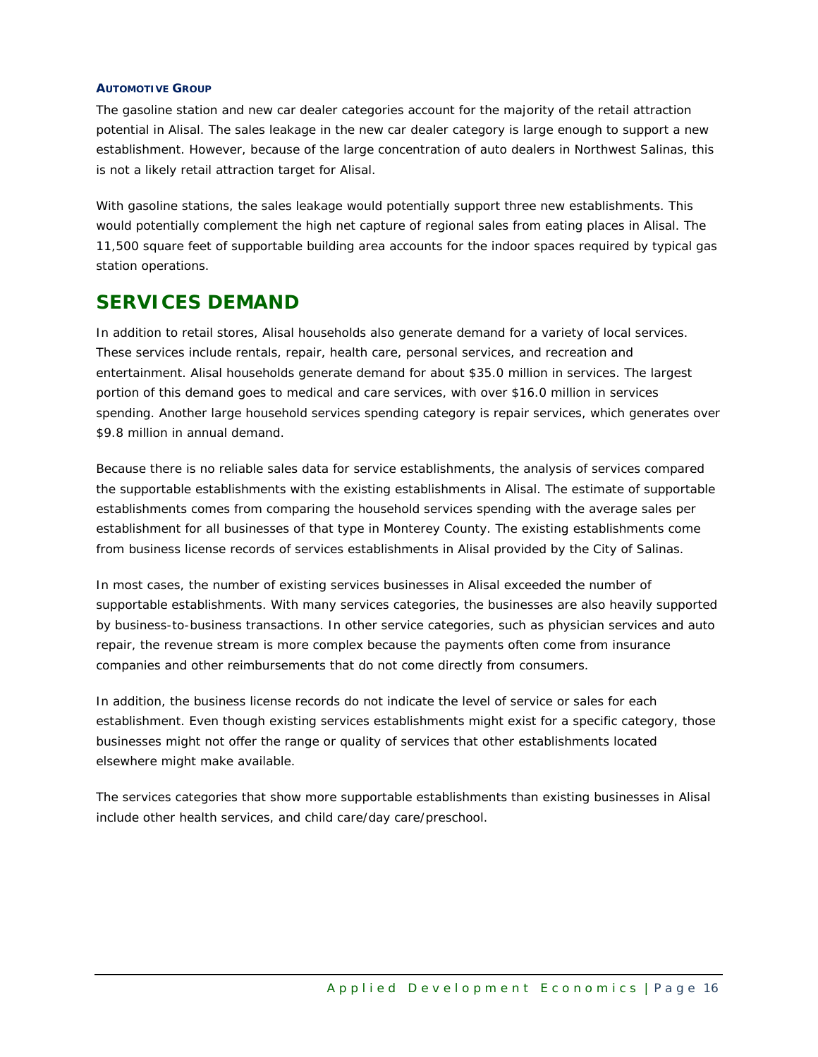### AUTOMOTIVE GROUP

The gasoline station and new car dealer categories account for the majority of the retail attraction potential in Alisal. The sales leakage in the new car dealer category is large enough to support a new establishment. However, because of the large concentration of auto dealers in Northwest Salinas, this is not a likely retail attraction target for Alisal.

With gasoline stations, the sales leakage would potentially support three new establishments. This would potentially complement the high net capture of regional sales from eating places in Alisal. The 11,500 square feet of supportable building area accounts for the indoor spaces required by typical gas station operations.

## SERVICES DEMAND

In addition to retail stores, Alisal households also generate demand for a variety of local services. These services include rentals, repair, health care, personal services, and recreation and entertainment. Alisal households generate demand for about $35.0 million in services. The largest portion of this demand goes to medical and care services, with over $16.0 million in services spending. Another large household services spending category is repair services, which generates over $9.8 million in annual demand.

Because there is no reliable sales data for service establishments, the analysis of services compared the supportable establishments with the existing establishments in Alisal. The estimate of supportable establishments comes from comparing the household services spending with the average sales per establishment for all businesses of that type in Monterey County. The existing establishments come from business license records of services establishments in Alisal provided by the City of Salinas.

In most cases, the number of existing services businesses in Alisal exceeded the number of supportable establishments. With many services categories, the businesses are also heavily supported by business-to-business transactions. In other service categories, such as physician services and auto repair, the revenue stream is more complex because the payments often come from insurance companies and other reimbursements that do not come directly from consumers.

In addition, the business license records do not indicate the level of service or sales for each establishment. Even though existing services establishments might exist for a specific category, those businesses might not offer the range or quality of services that other establishments located elsewhere might make available.

The services categories that show more supportable establishments than existing businesses in Alisal include other health services, and child care/day care/preschool.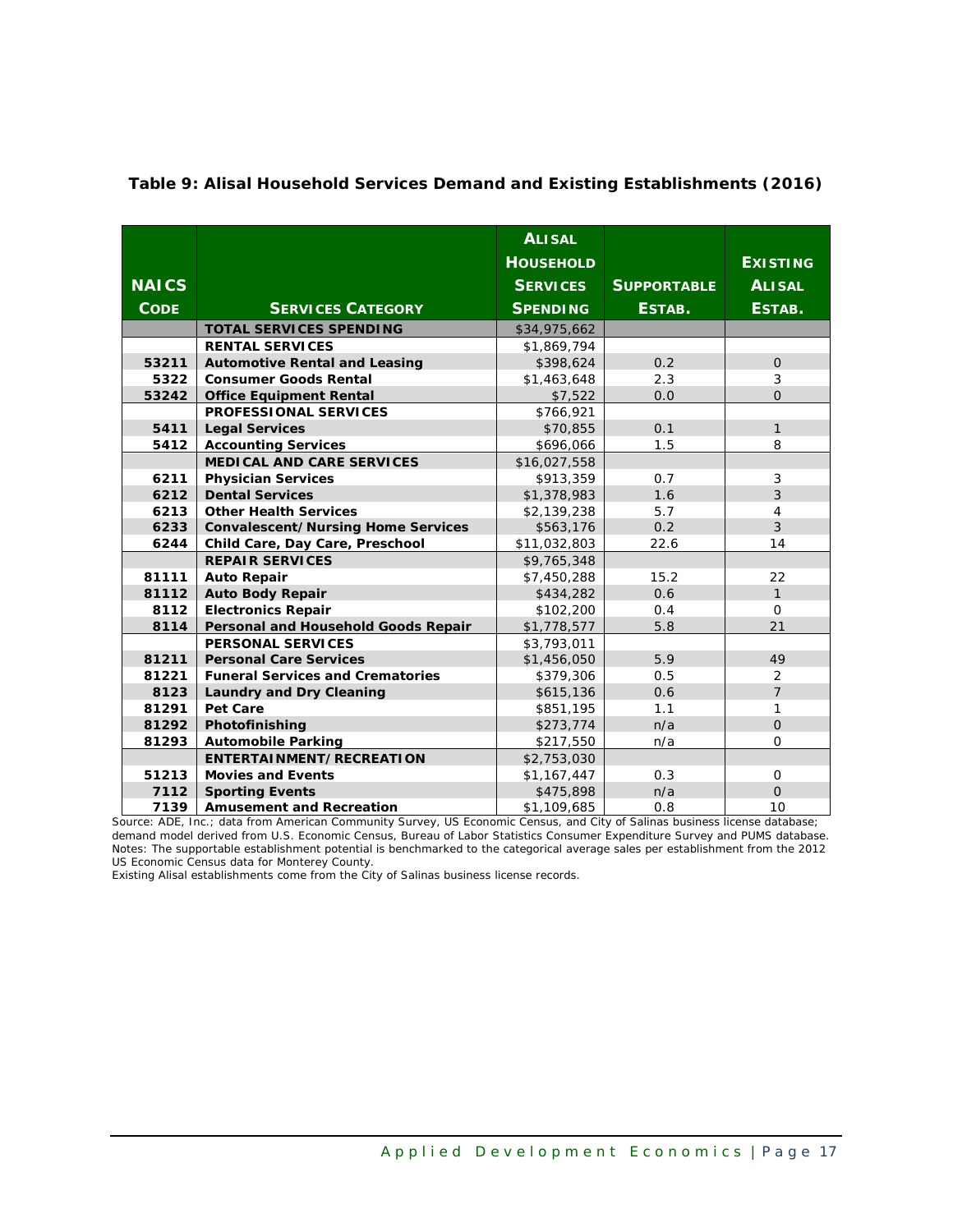**Table 9: Alisal Household Services Demand and Existing Establishments (2016)**

| NAICS Code | Services Category | Alisal Household Services Spending | Supportable Estab. | Existing Alisal Estab. |
|---|---|---|---|---|
| | **TOTAL SERVICES SPENDING** | $34,975,662 | | |
| | **RENTAL SERVICES** | $1,869,794 | | |
| 53211 | Automotive Rental and Leasing | $398,624 | 0.2 | 0 |
| 5322 | Consumer Goods Rental | $1,463,648 | 2.3 | 3 |
| 53242 | Office Equipment Rental | $7,522 | 0.0 | 0 |
| | **PROFESSIONAL SERVICES** | $766,921 | | |
| 5411 | Legal Services | $70,855 | 0.1 | 1 |
| 5412 | Accounting Services | $696,066 | 1.5 | 8 |
| | **MEDICAL AND CARE SERVICES** | $16,027,558 | | |
| 6211 | Physician Services | $913,359 | 0.7 | 3 |
| 6212 | Dental Services | $1,378,983 | 1.6 | 3 |
| 6213 | Other Health Services | $2,139,238 | 5.7 | 4 |
| 6233 | Convalescent/Nursing Home Services | $563,176 | 0.2 | 3 |
| 6244 | Child Care, Day Care, Preschool | $11,032,803 | 22.6 | 14 |
| | **REPAIR SERVICES** | $9,765,348 | | |
| 81111 | Auto Repair | $7,450,288 | 15.2 | 22 |
| 81112 | Auto Body Repair | $434,282 | 0.6 | 1 |
| 8112 | Electronics Repair | $102,200 | 0.4 | 0 |
| 8114 | Personal and Household Goods Repair | $1,778,577 | 5.8 | 21 |
| | **PERSONAL SERVICES** | $3,793,011 | | |
| 81211 | Personal Care Services | $1,456,050 | 5.9 | 49 |
| 81221 | Funeral Services and Crematories | $379,306 | 0.5 | 2 |
| 8123 | Laundry and Dry Cleaning | $615,136 | 0.6 | 7 |
| 81291 | Pet Care | $851,195 | 1.1 | 1 |
| 81292 | Photofinishing | $273,774 | n/a | 0 |
| 81293 | Automobile Parking | $217,550 | n/a | 0 |
| | **ENTERTAINMENT/RECREATION** | $2,753,030 | | |
| 51213 | Movies and Events | $1,167,447 | 0.3 | 0 |
| 7112 | Sporting Events | $475,898 | n/a | 0 |
| 7139 | Amusement and Recreation | $1,109,685 | 0.8 | 10 |

Source: ADE, Inc.; data from American Community Survey, US Economic Census, and City of Salinas business license database; demand model derived from U.S. Economic Census, Bureau of Labor Statistics Consumer Expenditure Survey and PUMS database. Notes: The supportable establishment potential is benchmarked to the categorical average sales per establishment from the 2012 US Economic Census data for Monterey County.

Existing Alisal establishments come from the City of Salinas business license records.